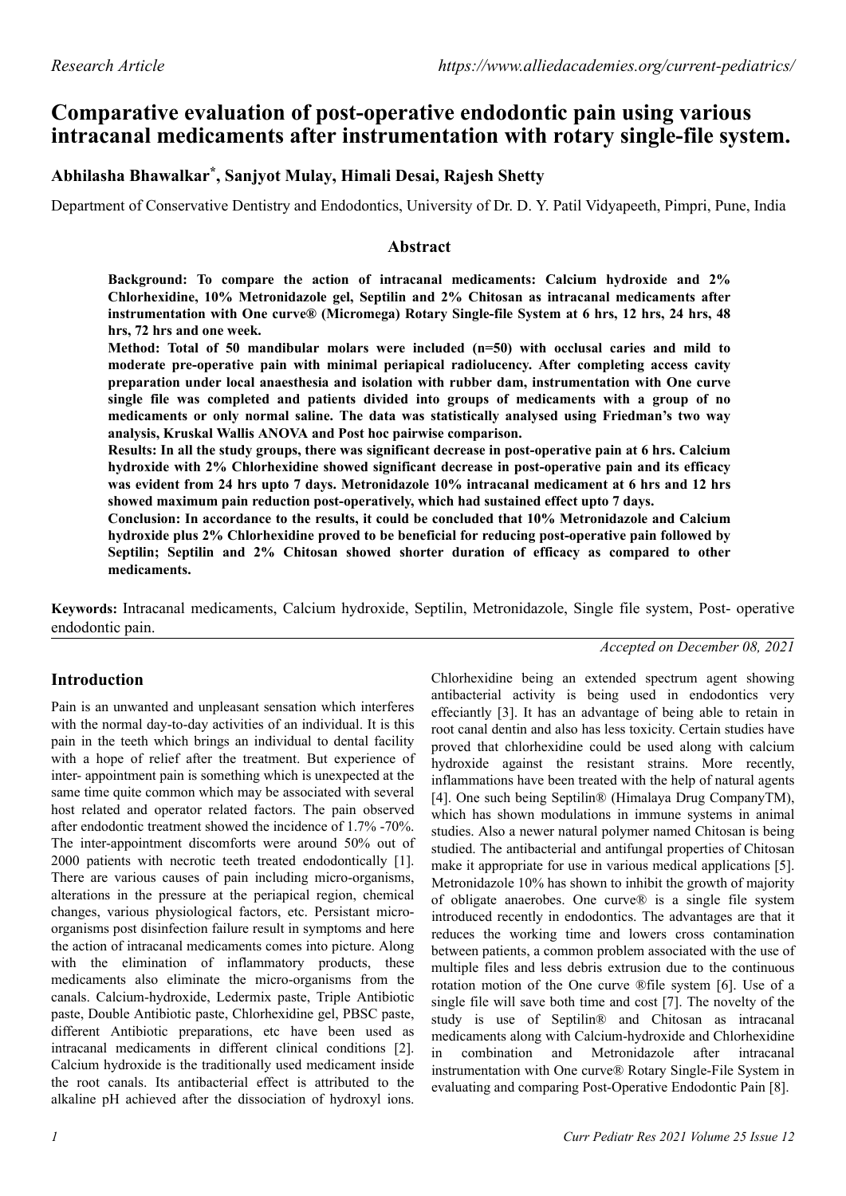*Research Article*

# Comparative evaluation of post-operative endodontic pain using various intracanal medicaments after instrumentation with rotary single-file system.

**Abhilasha Bhawalkar*, Sanjyot Mulay, Himali Desai, Rajesh Shetty**

Department of Conservative Dentistry and Endodontics, University of Dr. D. Y. Patil Vidyapeeth, Pimpri, Pune, India

## Abstract

**Background: To compare the action of intracanal medicaments: Calcium hydroxide and 2% Chlorhexidine, 10% Metronidazole gel, Septilin and 2% Chitosan as intracanal medicaments after instrumentation with One curve® (Micromega) Rotary Single-file System at 6 hrs, 12 hrs, 24 hrs, 48 hrs, 72 hrs and one week.**

**Method: Total of 50 mandibular molars were included (n=50) with occlusal caries and mild to moderate pre-operative pain with minimal periapical radiolucency. After completing access cavity preparation under local anaesthesia and isolation with rubber dam, instrumentation with One curve single file was completed and patients divided into groups of medicaments with a group of no medicaments or only normal saline. The data was statistically analysed using Friedman's two way analysis, Kruskal Wallis ANOVA and Post hoc pairwise comparison.**

**Results: In all the study groups, there was significant decrease in post-operative pain at 6 hrs. Calcium hydroxide with 2% Chlorhexidine showed significant decrease in post-operative pain and its efficacy was evident from 24 hrs upto 7 days. Metronidazole 10% intracanal medicament at 6 hrs and 12 hrs showed maximum pain reduction post-operatively, which had sustained effect upto 7 days.**

**Conclusion: In accordance to the results, it could be concluded that 10% Metronidazole and Calcium hydroxide plus 2% Chlorhexidine proved to be beneficial for reducing post-operative pain followed by Septilin; Septilin and 2% Chitosan showed shorter duration of efficacy as compared to other medicaments.**

**Keywords:** Intracanal medicaments, Calcium hydroxide, Septilin, Metronidazole, Single file system, Post- operative endodontic pain.

*Accepted on December 08, 2021*

## Introduction

Pain is an unwanted and unpleasant sensation which interferes with the normal day-to-day activities of an individual. It is this pain in the teeth which brings an individual to dental facility with a hope of relief after the treatment. But experience of inter- appointment pain is something which is unexpected at the same time quite common which may be associated with several host related and operator related factors. The pain observed after endodontic treatment showed the incidence of 1.7% -70%. The inter-appointment discomforts were around 50% out of 2000 patients with necrotic teeth treated endodontically [1]. There are various causes of pain including micro-organisms, alterations in the pressure at the periapical region, chemical changes, various physiological factors, etc. Persistant micro-organisms post disinfection failure result in symptoms and here the action of intracanal medicaments comes into picture. Along with the elimination of inflammatory products, these medicaments also eliminate the micro-organisms from the canals. Calcium-hydroxide, Ledermix paste, Triple Antibiotic paste, Double Antibiotic paste, Chlorhexidine gel, PBSC paste, different Antibiotic preparations, etc have been used as intracanal medicaments in different clinical conditions [2]. Calcium hydroxide is the traditionally used medicament inside the root canals. Its antibacterial effect is attributed to the alkaline pH achieved after the dissociation of hydroxyl ions. Chlorhexidine being an extended spectrum agent showing antibacterial activity is being used in endodontics very effeciantly [3]. It has an advantage of being able to retain in root canal dentin and also has less toxicity. Certain studies have proved that chlorhexidine could be used along with calcium hydroxide against the resistant strains. More recently, inflammations have been treated with the help of natural agents [4]. One such being Septilin® (Himalaya Drug CompanyTM), which has shown modulations in immune systems in animal studies. Also a newer natural polymer named Chitosan is being studied. The antibacterial and antifungal properties of Chitosan make it appropriate for use in various medical applications [5]. Metronidazole 10% has shown to inhibit the growth of majority of obligate anaerobes. One curve® is a single file system introduced recently in endodontics. The advantages are that it reduces the working time and lowers cross contamination between patients, a common problem associated with the use of multiple files and less debris extrusion due to the continuous rotation motion of the One curve ®file system [6]. Use of a single file will save both time and cost [7]. The novelty of the study is use of Septilin® and Chitosan as intracanal medicaments along with Calcium-hydroxide and Chlorhexidine in combination and Metronidazole after intracanal instrumentation with One curve® Rotary Single-File System in evaluating and comparing Post-Operative Endodontic Pain [8].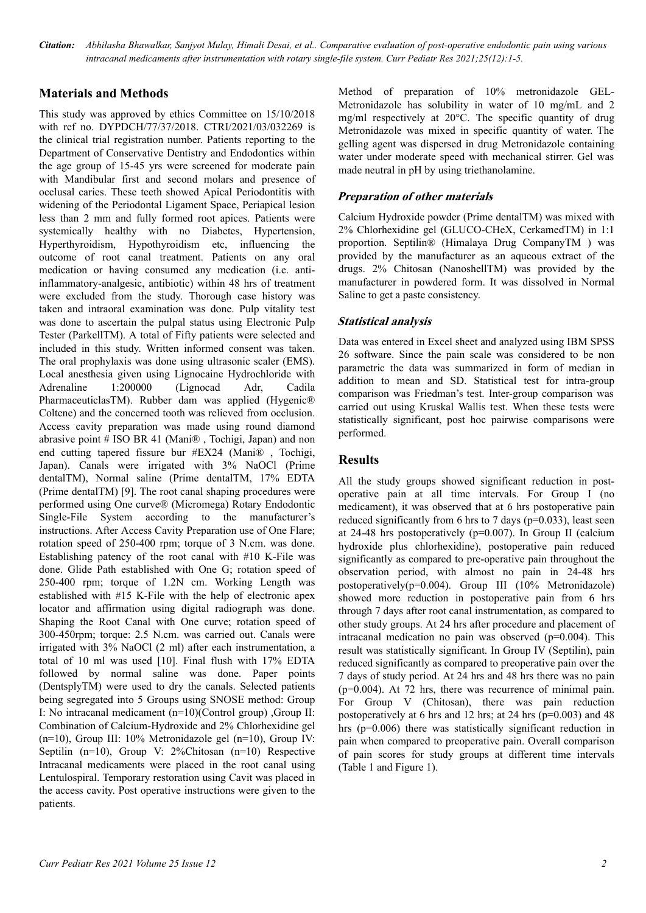## Materials and Methods

This study was approved by ethics Committee on 15/10/2018 with ref no. DYPDCH/77/37/2018. CTRI/2021/03/032269 is the clinical trial registration number. Patients reporting to the Department of Conservative Dentistry and Endodontics within the age group of 15-45 yrs were screened for moderate pain with Mandibular first and second molars and presence of occlusal caries. These teeth showed Apical Periodontitis with widening of the Periodontal Ligament Space, Periapical lesion less than 2 mm and fully formed root apices. Patients were systemically healthy with no Diabetes, Hypertension, Hyperthyroidism, Hypothyroidism etc, influencing the outcome of root canal treatment. Patients on any oral medication or having consumed any medication (i.e. anti-inflammatory-analgesic, antibiotic) within 48 hrs of treatment were excluded from the study. Thorough case history was taken and intraoral examination was done. Pulp vitality test was done to ascertain the pulpal status using Electronic Pulp Tester (ParkellTM). A total of Fifty patients were selected and included in this study. Written informed consent was taken. The oral prophylaxis was done using ultrasonic scaler (EMS). Local anesthesia given using Lignocaine Hydrochloride with Adrenaline 1:200000 (Lignocad Adr, Cadila PharmaceuticlasTM). Rubber dam was applied (Hygenic® Coltene) and the concerned tooth was relieved from occlusion. Access cavity preparation was made using round diamond abrasive point # ISO BR 41 (Mani® , Tochigi, Japan) and non end cutting tapered fissure bur #EX24 (Mani® , Tochigi, Japan). Canals were irrigated with 3% NaOCl (Prime dentalTM), Normal saline (Prime dentalTM, 17% EDTA (Prime dentalTM) [9]. The root canal shaping procedures were performed using One curve® (Micromega) Rotary Endodontic Single-File System according to the manufacturer's instructions. After Access Cavity Preparation use of One Flare; rotation speed of 250-400 rpm; torque of 3 N.cm. was done. Establishing patency of the root canal with #10 K-File was done. Glide Path established with One G; rotation speed of 250-400 rpm; torque of 1.2N cm. Working Length was established with #15 K-File with the help of electronic apex locator and affirmation using digital radiograph was done. Shaping the Root Canal with One curve; rotation speed of 300-450rpm; torque: 2.5 N.cm. was carried out. Canals were irrigated with 3% NaOCl (2 ml) after each instrumentation, a total of 10 ml was used [10]. Final flush with 17% EDTA followed by normal saline was done. Paper points (DentsplyTM) were used to dry the canals. Selected patients being segregated into 5 Groups using SNOSE method: Group I: No intracanal medicament (n=10)(Control group) ,Group II: Combination of Calcium-Hydroxide and 2% Chlorhexidine gel (n=10), Group III: 10% Metronidazole gel (n=10), Group IV: Septilin (n=10), Group V: 2%Chitosan (n=10) Respective Intracanal medicaments were placed in the root canal using Lentulospiral. Temporary restoration using Cavit was placed in the access cavity. Post operative instructions were given to the patients.

Method of preparation of 10% metronidazole GEL-Metronidazole has solubility in water of 10 mg/mL and 2 mg/ml respectively at 20°C. The specific quantity of drug Metronidazole was mixed in specific quantity of water. The gelling agent was dispersed in drug Metronidazole containing water under moderate speed with mechanical stirrer. Gel was made neutral in pH by using triethanolamine.

### *Preparation of other materials*

Calcium Hydroxide powder (Prime dentalTM) was mixed with 2% Chlorhexidine gel (GLUCO-CHeX, CerkamedTM) in 1:1 proportion. Septilin® (Himalaya Drug CompanyTM ) was provided by the manufacturer as an aqueous extract of the drugs. 2% Chitosan (NanoshellTM) was provided by the manufacturer in powdered form. It was dissolved in Normal Saline to get a paste consistency.

### *Statistical analysis*

Data was entered in Excel sheet and analyzed using IBM SPSS 26 software. Since the pain scale was considered to be non parametric the data was summarized in form of median in addition to mean and SD. Statistical test for intra-group comparison was Friedman's test. Inter-group comparison was carried out using Kruskal Wallis test. When these tests were statistically significant, post hoc pairwise comparisons were performed.

## Results

All the study groups showed significant reduction in post-operative pain at all time intervals. For Group I (no medicament), it was observed that at 6 hrs postoperative pain reduced significantly from 6 hrs to 7 days ($p=0.033$), least seen at 24-48 hrs postoperatively ($p=0.007$). In Group II (calcium hydroxide plus chlorhexidine), postoperative pain reduced significantly as compared to pre-operative pain throughout the observation period, with almost no pain in 24-48 hrs postoperatively($p=0.004$). Group III (10% Metronidazole) showed more reduction in postoperative pain from 6 hrs through 7 days after root canal instrumentation, as compared to other study groups. At 24 hrs after procedure and placement of intracanal medication no pain was observed ($p=0.004$). This result was statistically significant. In Group IV (Septilin), pain reduced significantly as compared to preoperative pain over the 7 days of study period. At 24 hrs and 48 hrs there was no pain ($p=0.004$). At 72 hrs, there was recurrence of minimal pain. For Group V (Chitosan), there was pain reduction postoperatively at 6 hrs and 12 hrs; at 24 hrs ($p=0.003$) and 48 hrs ($p=0.006$) there was statistically significant reduction in pain when compared to preoperative pain. Overall comparison of pain scores for study groups at different time intervals (Table 1 and Figure 1).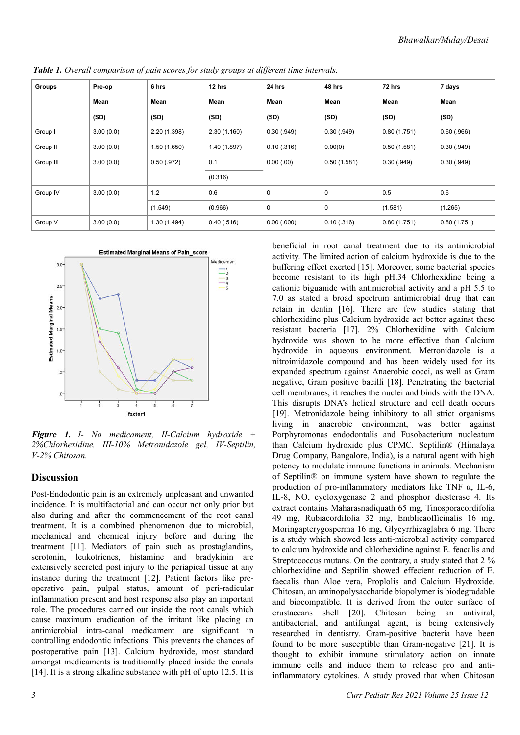*Table 1. Overall comparison of pain scores for study groups at different time intervals.*

| Groups | Pre-op | 6 hrs | 12 hrs | 24 hrs | 48 hrs | 72 hrs | 7 days |
|---|---|---|---|---|---|---|---|
| | Mean | Mean | Mean | Mean | Mean | Mean | Mean |
| | (SD) | (SD) | (SD) | (SD) | (SD) | (SD) | (SD) |
| Group I | 3.00 (0.0) | 2.20 (1.398) | 2.30 (1.160) | 0.30 (.949) | 0.30 (.949) | 0.80 (1.751) | 0.60 (.966) |
| Group II | 3.00 (0.0) | 1.50 (1.650) | 1.40 (1.897) | 0.10 (.316) | 0.00(0) | 0.50 (1.581) | 0.30 (.949) |
| Group III | 3.00 (0.0) | 0.50 (.972) | 0.1 (0.316) | 0.00 (.00) | 0.50 (1.581) | 0.30 (.949) | 0.30 (.949) |
| Group IV | 3.00 (0.0) | 1.2 (1.549) | 0.6 (0.966) | 0 (0) | 0 (0) | 0.5 (1.581) | 0.6 (1.265) |
| Group V | 3.00 (0.0) | 1.30 (1.494) | 0.40 (.516) | 0.00 (.000) | 0.10 (.316) | 0.80 (1.751) | 0.80 (1.751) |

***Figure 1.*** *I- No medicament, II-Calcium hydroxide + 2%Chlorhexidine, III-10% Metronidazole gel, IV-Septilin, V-2% Chitosan.*

## Discussion

Post-Endodontic pain is an extremely unpleasant and unwanted incidence. It is multifactorial and can occur not only prior but also during and after the commencement of the root canal treatment. It is a combined phenomenon due to microbial, mechanical and chemical injury before and during the treatment [11]. Mediators of pain such as prostaglandins, serotonin, leukotrienes, histamine and bradykinin are extensively secreted post injury to the periapical tissue at any instance during the treatment [12]. Patient factors like pre-operative pain, pulpal status, amount of peri-radicular inflammation present and host response also play an important role. The procedures carried out inside the root canals which cause maximum eradication of the irritant like placing an antimicrobial intra-canal medicament are significant in controlling endodontic infections. This prevents the chances of postoperative pain [13]. Calcium hydroxide, most standard amongst medicaments is traditionally placed inside the canals [14]. It is a strong alkaline substance with pH of upto 12.5. It is beneficial in root canal treatment due to its antimicrobial activity. The limited action of calcium hydroxide is due to the buffering effect exerted [15]. Moreover, some bacterial species become resistant to its high pH.34 Chlorhexidine being a cationic biguanide with antimicrobial activity and a pH 5.5 to 7.0 as stated a broad spectrum antimicrobial drug that can retain in dentin [16]. There are few studies stating that chlorhexidine plus Calcium hydroxide act better against these resistant bacteria [17]. 2% Chlorhexidine with Calcium hydroxide was shown to be more effective than Calcium hydroxide in aqueous environment. Metronidazole is a nitroimidazole compound and has been widely used for its expanded spectrum against Anaerobic cocci, as well as Gram negative, Gram positive bacilli [18]. Penetrating the bacterial cell membranes, it reaches the nuclei and binds with the DNA. This disrupts DNA's helical structure and cell death occurs [19]. Metronidazole being inhibitory to all strict organisms living in anaerobic environment, was better against Porphyromonas endodontalis and Fusobacterium nucleatum than Calcium hydroxide plus CPMC. Septilin® (Himalaya Drug Company, Bangalore, India), is a natural agent with high potency to modulate immune functions in animals. Mechanism of Septilin® on immune system have shown to regulate the production of pro-inflammatory mediators like TNF α, IL-6, IL-8, NO, cycloxygenase 2 and phosphor diesterase 4. Its extract contains Maharasnadiquath 65 mg, Tinosporacordifolia 49 mg, Rubiacordifolia 32 mg, Emblicaofficinalis 16 mg, Moringapterygosperma 16 mg, Glycyrrhizaglabra 6 mg. There is a study which showed less anti-microbial activity compared to calcium hydroxide and chlorhexidine against E. feacalis and Streptococcus mutans. On the contrary, a study stated that 2 % chlorhexidine and Septilin showed effecient reduction of E. faecalis than Aloe vera, Proplolis and Calcium Hydroxide. Chitosan, an aminopolysaccharide biopolymer is biodegradable and biocompatible. It is derived from the outer surface of crustaceans shell [20]. Chitosan being an antiviral, antibacterial, and antifungal agent, is being extensively researched in dentistry. Gram-positive bacteria have been found to be more susceptible than Gram-negative [21]. It is thought to exhibit immune stimulatory action on innate immune cells and induce them to release pro and anti-inflammatory cytokines. A study proved that when Chitosan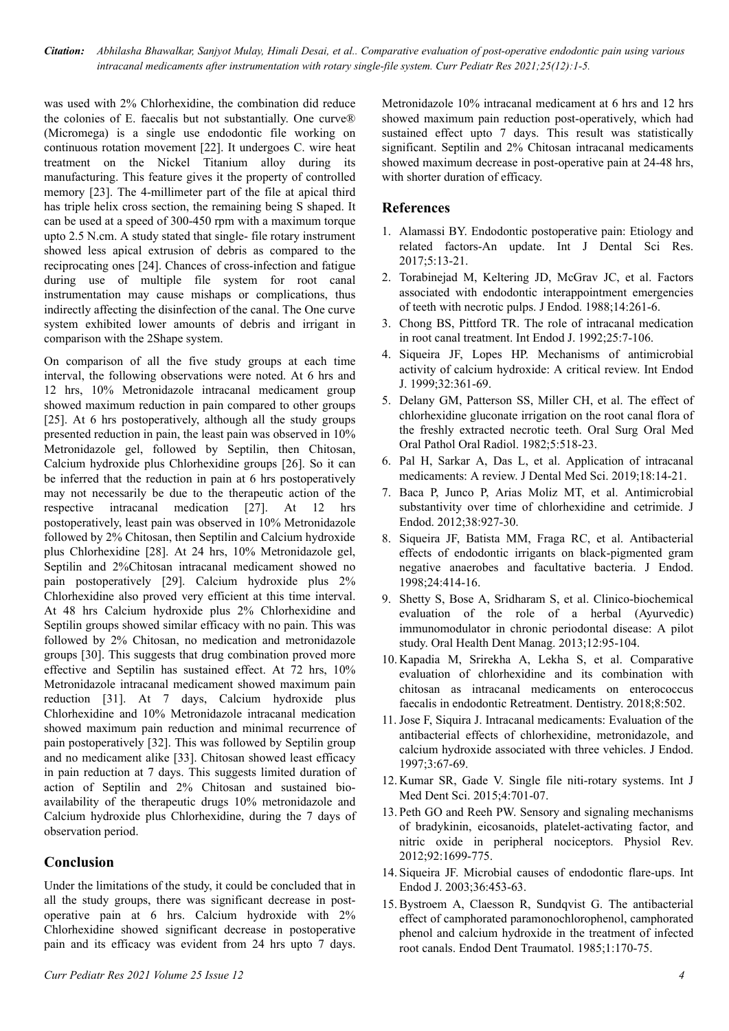was used with 2% Chlorhexidine, the combination did reduce the colonies of E. faecalis but not substantially. One curve® (Micromega) is a single use endodontic file working on continuous rotation movement [22]. It undergoes C. wire heat treatment on the Nickel Titanium alloy during its manufacturing. This feature gives it the property of controlled memory [23]. The 4-millimeter part of the file at apical third has triple helix cross section, the remaining being S shaped. It can be used at a speed of 300-450 rpm with a maximum torque upto 2.5 N.cm. A study stated that single- file rotary instrument showed less apical extrusion of debris as compared to the reciprocating ones [24]. Chances of cross-infection and fatigue during use of multiple file system for root canal instrumentation may cause mishaps or complications, thus indirectly affecting the disinfection of the canal. The One curve system exhibited lower amounts of debris and irrigant in comparison with the 2Shape system.

On comparison of all the five study groups at each time interval, the following observations were noted. At 6 hrs and 12 hrs, 10% Metronidazole intracanal medicament group showed maximum reduction in pain compared to other groups [25]. At 6 hrs postoperatively, although all the study groups presented reduction in pain, the least pain was observed in 10% Metronidazole gel, followed by Septilin, then Chitosan, Calcium hydroxide plus Chlorhexidine groups [26]. So it can be inferred that the reduction in pain at 6 hrs postoperatively may not necessarily be due to the therapeutic action of the respective intracanal medication [27]. At 12 hrs postoperatively, least pain was observed in 10% Metronidazole followed by 2% Chitosan, then Septilin and Calcium hydroxide plus Chlorhexidine [28]. At 24 hrs, 10% Metronidazole gel, Septilin and 2%Chitosan intracanal medicament showed no pain postoperatively [29]. Calcium hydroxide plus 2% Chlorhexidine also proved very efficient at this time interval. At 48 hrs Calcium hydroxide plus 2% Chlorhexidine and Septilin groups showed similar efficacy with no pain. This was followed by 2% Chitosan, no medication and metronidazole groups [30]. This suggests that drug combination proved more effective and Septilin has sustained effect. At 72 hrs, 10% Metronidazole intracanal medicament showed maximum pain reduction [31]. At 7 days, Calcium hydroxide plus Chlorhexidine and 10% Metronidazole intracanal medication showed maximum pain reduction and minimal recurrence of pain postoperatively [32]. This was followed by Septilin group and no medicament alike [33]. Chitosan showed least efficacy in pain reduction at 7 days. This suggests limited duration of action of Septilin and 2% Chitosan and sustained bio-availability of the therapeutic drugs 10% metronidazole and Calcium hydroxide plus Chlorhexidine, during the 7 days of observation period.

## Conclusion

Under the limitations of the study, it could be concluded that in all the study groups, there was significant decrease in post-operative pain at 6 hrs. Calcium hydroxide with 2% Chlorhexidine showed significant decrease in postoperative pain and its efficacy was evident from 24 hrs upto 7 days. Metronidazole 10% intracanal medicament at 6 hrs and 12 hrs showed maximum pain reduction post-operatively, which had sustained effect upto 7 days. This result was statistically significant. Septilin and 2% Chitosan intracanal medicaments showed maximum decrease in post-operative pain at 24-48 hrs, with shorter duration of efficacy.

## References

1. Alamassi BY. Endodontic postoperative pain: Etiology and related factors-An update. Int J Dental Sci Res. 2017;5:13-21.
2. Torabinejad M, Keltering JD, McGrav JC, et al. Factors associated with endodontic interappointment emergencies of teeth with necrotic pulps. J Endod. 1988;14:261-6.
3. Chong BS, Pittford TR. The role of intracanal medication in root canal treatment. Int Endod J. 1992;25:7-106.
4. Siqueira JF, Lopes HP. Mechanisms of antimicrobial activity of calcium hydroxide: A critical review. Int Endod J. 1999;32:361-69.
5. Delany GM, Patterson SS, Miller CH, et al. The effect of chlorhexidine gluconate irrigation on the root canal flora of the freshly extracted necrotic teeth. Oral Surg Oral Med Oral Pathol Oral Radiol. 1982;5:518-23.
6. Pal H, Sarkar A, Das L, et al. Application of intracanal medicaments: A review. J Dental Med Sci. 2019;18:14-21.
7. Baca P, Junco P, Arias Moliz MT, et al. Antimicrobial substantivity over time of chlorhexidine and cetrimide. J Endod. 2012;38:927-30.
8. Siqueira JF, Batista MM, Fraga RC, et al. Antibacterial effects of endodontic irrigants on black-pigmented gram negative anaerobes and facultative bacteria. J Endod. 1998;24:414-16.
9. Shetty S, Bose A, Sridharam S, et al. Clinico-biochemical evaluation of the role of a herbal (Ayurvedic) immunomodulator in chronic periodontal disease: A pilot study. Oral Health Dent Manag. 2013;12:95-104.
10. Kapadia M, Srirekha A, Lekha S, et al. Comparative evaluation of chlorhexidine and its combination with chitosan as intracanal medicaments on enterococcus faecalis in endodontic Retreatment. Dentistry. 2018;8:502.
11. Jose F, Siquira J. Intracanal medicaments: Evaluation of the antibacterial effects of chlorhexidine, metronidazole, and calcium hydroxide associated with three vehicles. J Endod. 1997;3:67-69.
12. Kumar SR, Gade V. Single file niti-rotary systems. Int J Med Dent Sci. 2015;4:701-07.
13. Peth GO and Reeh PW. Sensory and signaling mechanisms of bradykinin, eicosanoids, platelet-activating factor, and nitric oxide in peripheral nociceptors. Physiol Rev. 2012;92:1699-775.
14. Siqueira JF. Microbial causes of endodontic flare-ups. Int Endod J. 2003;36:453-63.
15. Bystroem A, Claesson R, Sundqvist G. The antibacterial effect of camphorated paramonochlorophenol, camphorated phenol and calcium hydroxide in the treatment of infected root canals. Endod Dent Traumatol. 1985;1:170-75.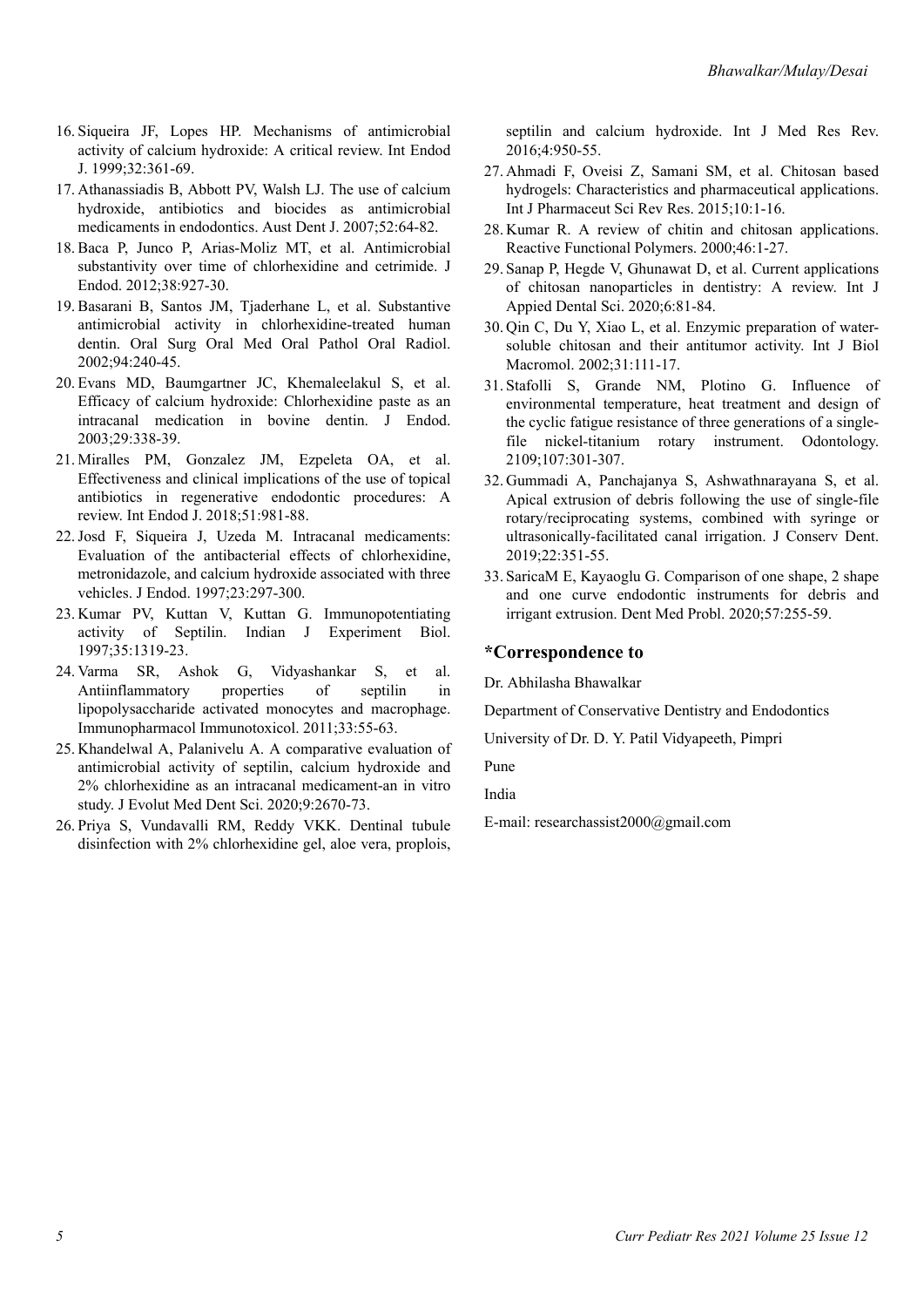16. Siqueira JF, Lopes HP. Mechanisms of antimicrobial activity of calcium hydroxide: A critical review. Int Endod J. 1999;32:361-69.
17. Athanassiadis B, Abbott PV, Walsh LJ. The use of calcium hydroxide, antibiotics and biocides as antimicrobial medicaments in endodontics. Aust Dent J. 2007;52:64-82.
18. Baca P, Junco P, Arias-Moliz MT, et al. Antimicrobial substantivity over time of chlorhexidine and cetrimide. J Endod. 2012;38:927-30.
19. Basarani B, Santos JM, Tjaderhane L, et al. Substantive antimicrobial activity in chlorhexidine-treated human dentin. Oral Surg Oral Med Oral Pathol Oral Radiol. 2002;94:240-45.
20. Evans MD, Baumgartner JC, Khemaleelakul S, et al. Efficacy of calcium hydroxide: Chlorhexidine paste as an intracanal medication in bovine dentin. J Endod. 2003;29:338-39.
21. Miralles PM, Gonzalez JM, Ezpeleta OA, et al. Effectiveness and clinical implications of the use of topical antibiotics in regenerative endodontic procedures: A review. Int Endod J. 2018;51:981-88.
22. Josd F, Siqueira J, Uzeda M. Intracanal medicaments: Evaluation of the antibacterial effects of chlorhexidine, metronidazole, and calcium hydroxide associated with three vehicles. J Endod. 1997;23:297-300.
23. Kumar PV, Kuttan V, Kuttan G. Immunopotentiating activity of Septilin. Indian J Experiment Biol. 1997;35:1319-23.
24. Varma SR, Ashok G, Vidyashankar S, et al. Antiinflammatory properties of septilin in lipopolysaccharide activated monocytes and macrophage. Immunopharmacol Immunotoxicol. 2011;33:55-63.
25. Khandelwal A, Palanivelu A. A comparative evaluation of antimicrobial activity of septilin, calcium hydroxide and 2% chlorhexidine as an intracanal medicament-an in vitro study. J Evolut Med Dent Sci. 2020;9:2670-73.
26. Priya S, Vundavalli RM, Reddy VKK. Dentinal tubule disinfection with 2% chlorhexidine gel, aloe vera, proplois, septilin and calcium hydroxide. Int J Med Res Rev. 2016;4:950-55.
27. Ahmadi F, Oveisi Z, Samani SM, et al. Chitosan based hydrogels: Characteristics and pharmaceutical applications. Int J Pharmaceut Sci Rev Res. 2015;10:1-16.
28. Kumar R. A review of chitin and chitosan applications. Reactive Functional Polymers. 2000;46:1-27.
29. Sanap P, Hegde V, Ghunawat D, et al. Current applications of chitosan nanoparticles in dentistry: A review. Int J Appied Dental Sci. 2020;6:81-84.
30. Qin C, Du Y, Xiao L, et al. Enzymic preparation of water-soluble chitosan and their antitumor activity. Int J Biol Macromol. 2002;31:111-17.
31. Stafolli S, Grande NM, Plotino G. Influence of environmental temperature, heat treatment and design of the cyclic fatigue resistance of three generations of a single-file nickel-titanium rotary instrument. Odontology. 2109;107:301-307.
32. Gummadi A, Panchajanya S, Ashwathnarayana S, et al. Apical extrusion of debris following the use of single-file rotary/reciprocating systems, combined with syringe or ultrasonically-facilitated canal irrigation. J Conserv Dent. 2019;22:351-55.
33. SaricaM E, Kayaoglu G. Comparison of one shape, 2 shape and one curve endodontic instruments for debris and irrigant extrusion. Dent Med Probl. 2020;57:255-59.

## *Correspondence to

Dr. Abhilasha Bhawalkar

Department of Conservative Dentistry and Endodontics

University of Dr. D. Y. Patil Vidyapeeth, Pimpri

Pune

India

E-mail: researchassist2000@gmail.com